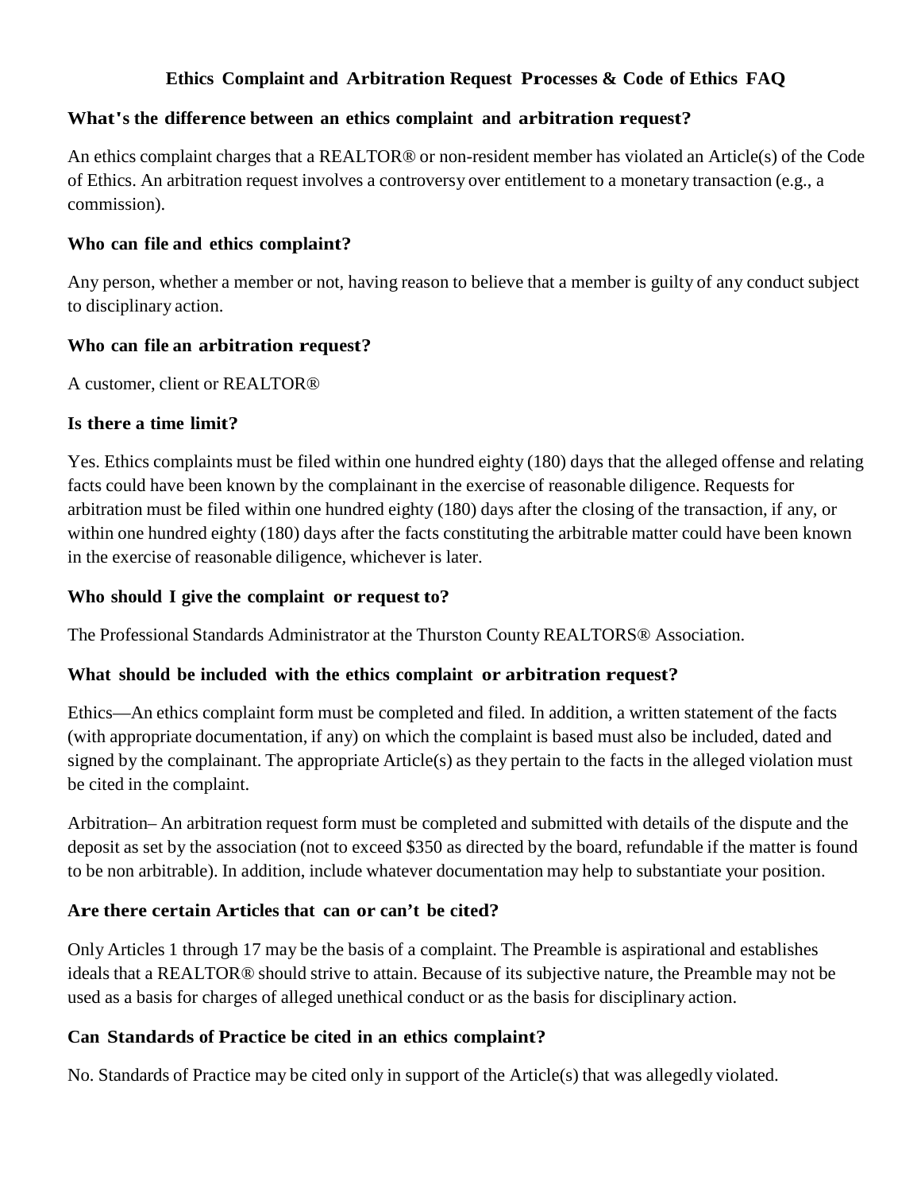# Ethics Complaint and Arbitration Request Processes & Code of Ethics FAQ

### What's the difference between an ethics complaint and arbitration request?

An ethics complaint charges that a REALTOR® or non-resident member has violated an Article(s) of the Code of Ethics. An arbitration request involves a controversy over entitlement to a monetary transaction (e.g., a commission).

### Who can file and ethics complaint?

Any person, whether a member or not, having reason to believe that a member is guilty of any conduct subject to disciplinary action.

### Who can file an arbitration request?

A customer, client or REALTOR®

### Is there a time limit?

Yes. Ethics complaints must be filed within one hundred eighty (180) days that the alleged offense and relating facts could have been known by the complainant in the exercise of reasonable diligence. Requests for arbitration must be filed within one hundred eighty (180) days after the closing of the transaction, if any, or within one hundred eighty (180) days after the facts constituting the arbitrable matter could have been known in the exercise of reasonable diligence, whichever is later.

### Who should I give the complaint or request to?

The Professional Standards Administrator at the Thurston County REALTORS® Association.

### What should be included with the ethics complaint or arbitration request?

Ethics—An ethics complaint form must be completed and filed. In addition, a written statement of the facts (with appropriate documentation, if any) on which the complaint is based must also be included, dated and signed by the complainant. The appropriate Article(s) as they pertain to the facts in the alleged violation must be cited in the complaint.

Arbitration– An arbitration request form must be completed and submitted with details of the dispute and the deposit as set by the association (not to exceed $350 as directed by the board, refundable if the matter is found to be non arbitrable). In addition, include whatever documentation may help to substantiate your position.

### Are there certain Articles that can or can't be cited?

Only Articles 1 through 17 may be the basis of a complaint. The Preamble is aspirational and establishes ideals that a REALTOR® should strive to attain. Because of its subjective nature, the Preamble may not be used as a basis for charges of alleged unethical conduct or as the basis for disciplinary action.

### Can Standards of Practice be cited in an ethics complaint?

No. Standards of Practice may be cited only in support of the Article(s) that was allegedly violated.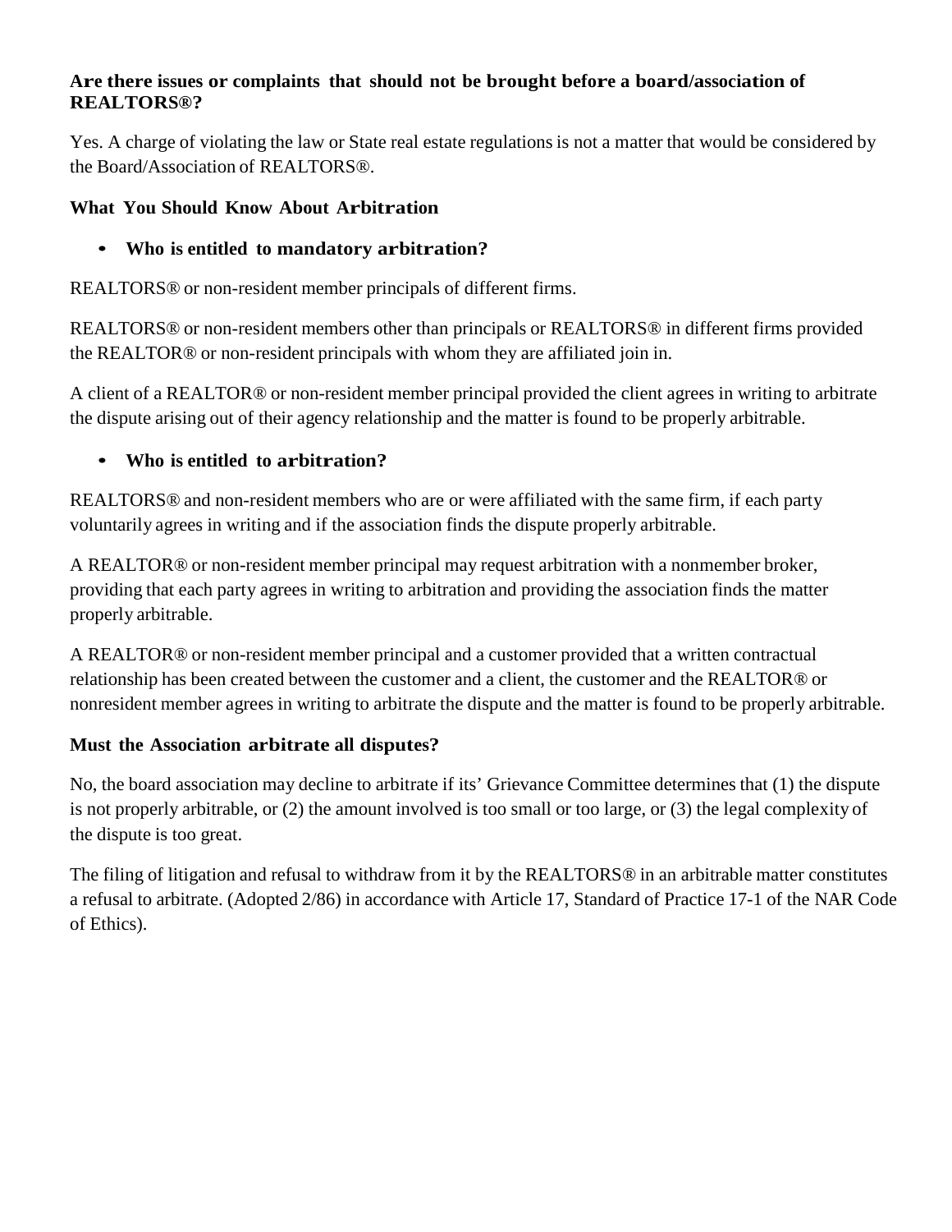**Are there issues or complaints that should not be brought before a board/association of REALTORS®?**

Yes. A charge of violating the law or State real estate regulations is not a matter that would be considered by the Board/Association of REALTORS®.

**What You Should Know About Arbitration**

- **Who is entitled to mandatory arbitration?**

REALTORS® or non-resident member principals of different firms.

REALTORS® or non-resident members other than principals or REALTORS® in different firms provided the REALTOR® or non-resident principals with whom they are affiliated join in.

A client of a REALTOR® or non-resident member principal provided the client agrees in writing to arbitrate the dispute arising out of their agency relationship and the matter is found to be properly arbitrable.

- **Who is entitled to arbitration?**

REALTORS® and non-resident members who are or were affiliated with the same firm, if each party voluntarily agrees in writing and if the association finds the dispute properly arbitrable.

A REALTOR® or non-resident member principal may request arbitration with a nonmember broker, providing that each party agrees in writing to arbitration and providing the association finds the matter properly arbitrable.

A REALTOR® or non-resident member principal and a customer provided that a written contractual relationship has been created between the customer and a client, the customer and the REALTOR® or nonresident member agrees in writing to arbitrate the dispute and the matter is found to be properly arbitrable.

**Must the Association arbitrate all disputes?**

No, the board association may decline to arbitrate if its' Grievance Committee determines that (1) the dispute is not properly arbitrable, or (2) the amount involved is too small or too large, or (3) the legal complexity of the dispute is too great.

The filing of litigation and refusal to withdraw from it by the REALTORS® in an arbitrable matter constitutes a refusal to arbitrate. (Adopted 2/86) in accordance with Article 17, Standard of Practice 17-1 of the NAR Code of Ethics).